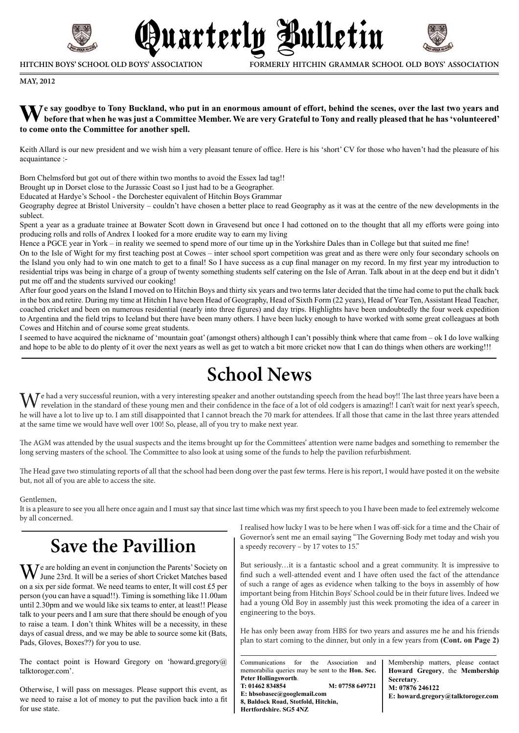# Quarterly Bulletin

**HITCHIN BOYS' SCHOOL OLD BOYS' ASSOCIATION** — **FORMERLY HITCHIN GRAMMAR SCHOOL OLD BOYS' ASSOCIATION**

**MAY, 2012**

**We say goodbye to Tony Buckland, who put in an enormous amount of effort, behind the scenes, over the last two years and before that when he was just a Committee Member. We are very Grateful to Tony and really pleased that he has 'volunteered' to come onto the Committee for another spell.**

Keith Allard is our new president and we wish him a very pleasant tenure of office. Here is his 'short' CV for those who haven't had the pleasure of his acquaintance :-

Born Chelmsford but got out of there within two months to avoid the Essex lad tag!!

Brought up in Dorset close to the Jurassic Coast so I just had to be a Geographer.

Educated at Hardye's School - the Dorchester equivalent of Hitchin Boys Grammar

Geography degree at Bristol University – couldn't have chosen a better place to read Geography as it was at the centre of the new developments in the sublect.

Spent a year as a graduate trainee at Bowater Scott down in Gravesend but once I had cottoned on to the thought that all my efforts were going into producing rolls and rolls of Andrex I looked for a more erudite way to earn my living

Hence a PGCE year in York – in reality we seemed to spend more of our time up in the Yorkshire Dales than in College but that suited me fine!

On to the Isle of Wight for my first teaching post at Cowes – inter school sport competition was great and as there were only four secondary schools on the Island you only had to win one match to get to a final! So I have success as a cup final manager on my record. In my first year my introduction to residential trips was being in charge of a group of twenty something students self catering on the Isle of Arran. Talk about in at the deep end but it didn't put me off and the students survived our cooking!

After four good years on the Island I moved on to Hitchin Boys and thirty six years and two terms later decided that the time had come to put the chalk back in the box and retire. During my time at Hitchin I have been Head of Geography, Head of Sixth Form (22 years), Head of Year Ten, Assistant Head Teacher, coached cricket and been on numerous residential (nearly into three figures) and day trips. Highlights have been undoubtedly the four week expedition to Argentina and the field trips to Iceland but there have been many others. I have been lucky enough to have worked with some great colleagues at both Cowes and Hitchin and of course some great students.

I seemed to have acquired the nickname of 'mountain goat' (amongst others) although I can't possibly think where that came from – ok I do love walking and hope to be able to do plenty of it over the next years as well as get to watch a bit more cricket now that I can do things when others are working!!!

## School News

We had a very successful reunion, with a very interesting speaker and another outstanding speech from the head boy!! The last three years have been a revelation in the standard of these young men and their confidence in the face of a lot of old codgers is amazing!! I can't wait for next year's speech, he will have a lot to live up to. I am still disappointed that I cannot breach the 70 mark for attendees. If all those that came in the last three years attended at the same time we would have well over 100! So, please, all of you try to make next year.

The AGM was attended by the usual suspects and the items brought up for the Committees' attention were name badges and something to remember the long serving masters of the school. The Committee to also look at using some of the funds to help the pavilion refurbishment.

The Head gave two stimulating reports of all that the school had been dong over the past few terms. Here is his report, I would have posted it on the website but, not all of you are able to access the site.

Gentlemen,

It is a pleasure to see you all here once again and I must say that since last time which was my first speech to you I have been made to feel extremely welcome by all concerned.

I realised how lucky I was to be here when I was off-sick for a time and the Chair of Governor's sent me an email saying "The Governing Body met today and wish you a speedy recovery – by 17 votes to 15."

But seriously…it is a fantastic school and a great community. It is impressive to find such a well-attended event and I have often used the fact of the attendance of such a range of ages as evidence when talking to the boys in assembly of how important being from Hitchin Boys' School could be in their future lives. Indeed we had a young Old Boy in assembly just this week promoting the idea of a career in engineering to the boys.

He has only been away from HBS for two years and assures me he and his friends plan to start coming to the dinner, but only in a few years from **(Cont. on Page 2)**

## Save the Pavillion

We are holding an event in conjunction the Parents' Society on June 23rd. It will be a series of short Cricket Matches based on a six per side format. We need teams to enter, It will cost £5 per person (you can have a squad!!). Timing is something like 11.00am until 2.30pm and we would like six teams to enter, at least!! Please talk to your peers and I am sure that there should be enough of you to raise a team. I don't think Whites will be a necessity, in these days of casual dress, and we may be able to source some kit (Bats, Pads, Gloves, Boxes??) for you to use.

The contact point is Howard Gregory on 'howard.gregory@talktoroger.com'.

Otherwise, I will pass on messages. Please support this event, as we need to raise a lot of money to put the pavilion back into a fit for use state.

Communications for the Association and memorabilia queries may be sent to the **Hon. Sec. Peter Hollingsworth**.
**T: 01462 834854 M: 07758 649721**
**E: hbsobasec@googlemail.com**
**8, Baldock Road, Stotfold, Hitchin, Hertfordshire. SG5 4NZ**

Membership matters, please contact **Howard Gregory**, the **Membership Secretary**.
**M: 07876 246122**
**E: howard.gregory@talktoroger.com**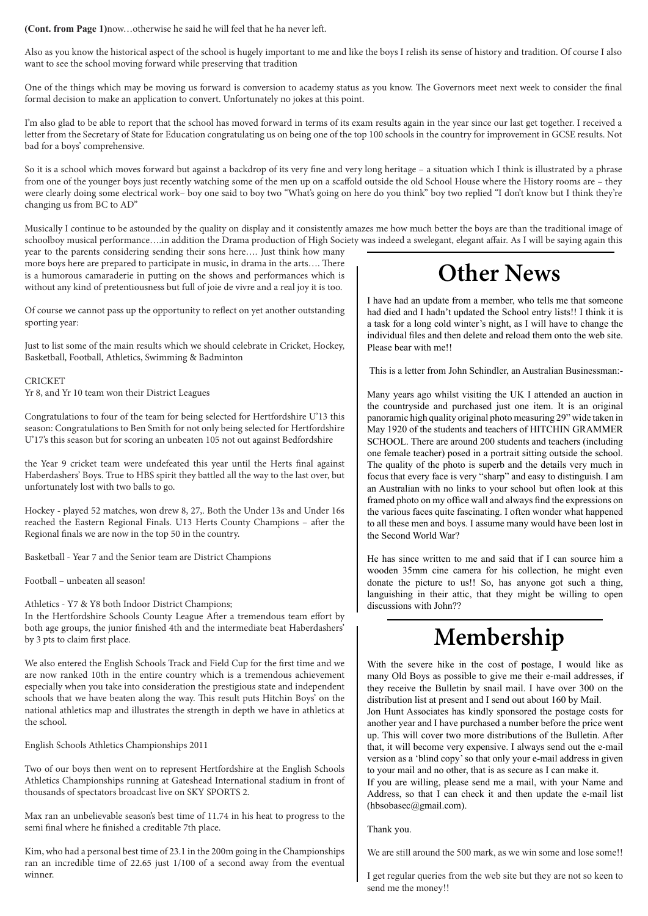**(Cont. from Page 1)**now…otherwise he said he will feel that he ha never left.

Also as you know the historical aspect of the school is hugely important to me and like the boys I relish its sense of history and tradition. Of course I also want to see the school moving forward while preserving that tradition

One of the things which may be moving us forward is conversion to academy status as you know. The Governors meet next week to consider the final formal decision to make an application to convert. Unfortunately no jokes at this point.

I'm also glad to be able to report that the school has moved forward in terms of its exam results again in the year since our last get together. I received a letter from the Secretary of State for Education congratulating us on being one of the top 100 schools in the country for improvement in GCSE results. Not bad for a boys' comprehensive.

So it is a school which moves forward but against a backdrop of its very fine and very long heritage – a situation which I think is illustrated by a phrase from one of the younger boys just recently watching some of the men up on a scaffold outside the old School House where the History rooms are – they were clearly doing some electrical work– boy one said to boy two "What's going on here do you think" boy two replied "I don't know but I think they're changing us from BC to AD"

Musically I continue to be astounded by the quality on display and it consistently amazes me how much better the boys are than the traditional image of schoolboy musical performance….in addition the Drama production of High Society was indeed a swelegant, elegant affair. As I will be saying again this year to the parents considering sending their sons here…. Just think how many more boys here are prepared to participate in music, in drama in the arts…. There is a humorous camaraderie in putting on the shows and performances which is without any kind of pretentiousness but full of joie de vivre and a real joy it is too.

Of course we cannot pass up the opportunity to reflect on yet another outstanding sporting year:

Just to list some of the main results which we should celebrate in Cricket, Hockey, Basketball, Football, Athletics, Swimming & Badminton

CRICKET
Yr 8, and Yr 10 team won their District Leagues

Congratulations to four of the team for being selected for Hertfordshire U'13 this season: Congratulations to Ben Smith for not only being selected for Hertfordshire U'17's this season but for scoring an unbeaten 105 not out against Bedfordshire

the Year 9 cricket team were undefeated this year until the Herts final against Haberdashers' Boys. True to HBS spirit they battled all the way to the last over, but unfortunately lost with two balls to go.

Hockey - played 52 matches, won drew 8, 27,. Both the Under 13s and Under 16s reached the Eastern Regional Finals. U13 Herts County Champions – after the Regional finals we are now in the top 50 in the country.

Basketball - Year 7 and the Senior team are District Champions

Football – unbeaten all season!

Athletics - Y7 & Y8 both Indoor District Champions;
In the Hertfordshire Schools County League After a tremendous team effort by both age groups, the junior finished 4th and the intermediate beat Haberdashers' by 3 pts to claim first place.

We also entered the English Schools Track and Field Cup for the first time and we are now ranked 10th in the entire country which is a tremendous achievement especially when you take into consideration the prestigious state and independent schools that we have beaten along the way. This result puts Hitchin Boys' on the national athletics map and illustrates the strength in depth we have in athletics at the school.

English Schools Athletics Championships 2011

Two of our boys then went on to represent Hertfordshire at the English Schools Athletics Championships running at Gateshead International stadium in front of thousands of spectators broadcast live on SKY SPORTS 2.

Max ran an unbelievable season's best time of 11.74 in his heat to progress to the semi final where he finished a creditable 7th place.

Kim, who had a personal best time of 23.1 in the 200m going in the Championships ran an incredible time of 22.65 just 1/100 of a second away from the eventual winner.

# Other News

I have had an update from a member, who tells me that someone had died and I hadn't updated the School entry lists!! I think it is a task for a long cold winter's night, as I will have to change the individual files and then delete and reload them onto the web site. Please bear with me!!

This is a letter from John Schindler, an Australian Businessman:-

Many years ago whilst visiting the UK I attended an auction in the countryside and purchased just one item. It is an original panoramic high quality original photo measuring 29" wide taken in May 1920 of the students and teachers of HITCHIN GRAMMER SCHOOL. There are around 200 students and teachers (including one female teacher) posed in a portrait sitting outside the school. The quality of the photo is superb and the details very much in focus that every face is very "sharp" and easy to distinguish. I am an Australian with no links to your school but often look at this framed photo on my office wall and always find the expressions on the various faces quite fascinating. I often wonder what happened to all these men and boys. I assume many would have been lost in the Second World War?

He has since written to me and said that if I can source him a wooden 35mm cine camera for his collection, he might even donate the picture to us!! So, has anyone got such a thing, languishing in their attic, that they might be willing to open discussions with John??

# Membership

With the severe hike in the cost of postage, I would like as many Old Boys as possible to give me their e-mail addresses, if they receive the Bulletin by snail mail. I have over 300 on the distribution list at present and I send out about 160 by Mail.
Jon Hunt Associates has kindly sponsored the postage costs for another year and I have purchased a number before the price went up. This will cover two more distributions of the Bulletin. After that, it will become very expensive. I always send out the e-mail version as a 'blind copy' so that only your e-mail address in given to your mail and no other, that is as secure as I can make it.
If you are willing, please send me a mail, with your Name and Address, so that I can check it and then update the e-mail list (hbsobasec@gmail.com).

Thank you.

We are still around the 500 mark, as we win some and lose some!!

I get regular queries from the web site but they are not so keen to send me the money!!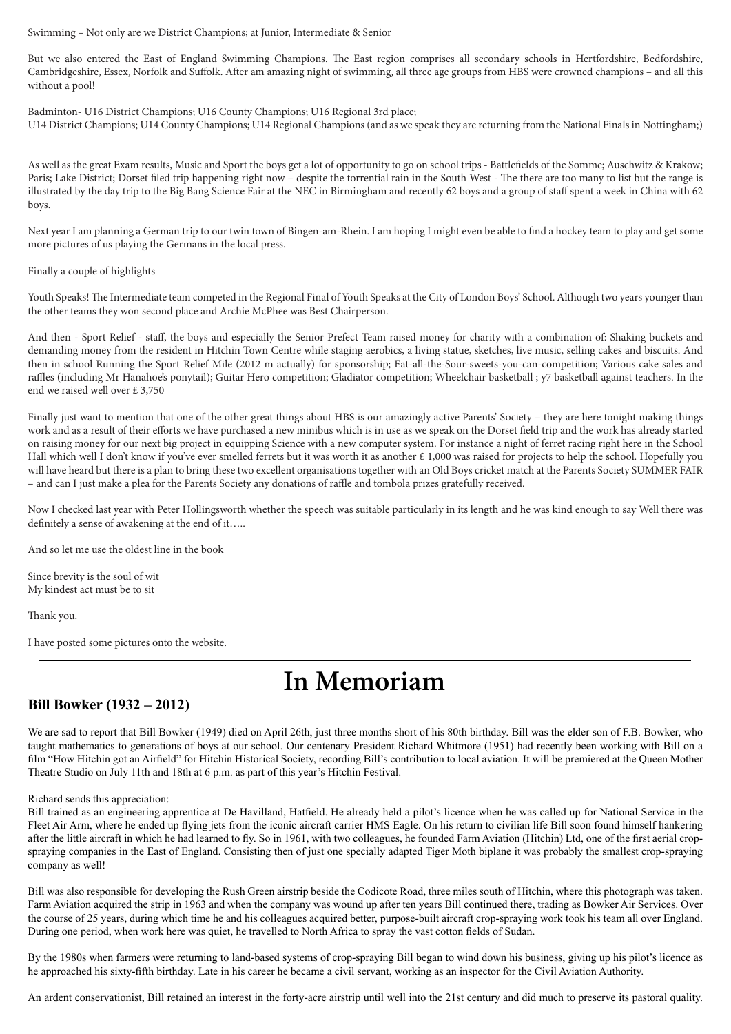Swimming – Not only are we District Champions; at Junior, Intermediate & Senior

But we also entered the East of England Swimming Champions. The East region comprises all secondary schools in Hertfordshire, Bedfordshire, Cambridgeshire, Essex, Norfolk and Suffolk. After am amazing night of swimming, all three age groups from HBS were crowned champions – and all this without a pool!

Badminton- U16 District Champions; U16 County Champions; U16 Regional 3rd place;
U14 District Champions; U14 County Champions; U14 Regional Champions (and as we speak they are returning from the National Finals in Nottingham;)

As well as the great Exam results, Music and Sport the boys get a lot of opportunity to go on school trips - Battlefields of the Somme; Auschwitz & Krakow; Paris; Lake District; Dorset filed trip happening right now – despite the torrential rain in the South West - The there are too many to list but the range is illustrated by the day trip to the Big Bang Science Fair at the NEC in Birmingham and recently 62 boys and a group of staff spent a week in China with 62 boys.

Next year I am planning a German trip to our twin town of Bingen-am-Rhein. I am hoping I might even be able to find a hockey team to play and get some more pictures of us playing the Germans in the local press.

Finally a couple of highlights

Youth Speaks! The Intermediate team competed in the Regional Final of Youth Speaks at the City of London Boys' School. Although two years younger than the other teams they won second place and Archie McPhee was Best Chairperson.

And then - Sport Relief - staff, the boys and especially the Senior Prefect Team raised money for charity with a combination of: Shaking buckets and demanding money from the resident in Hitchin Town Centre while staging aerobics, a living statue, sketches, live music, selling cakes and biscuits. And then in school Running the Sport Relief Mile (2012 m actually) for sponsorship; Eat-all-the-Sour-sweets-you-can-competition; Various cake sales and raffles (including Mr Hanahoe's ponytail); Guitar Hero competition; Gladiator competition; Wheelchair basketball ; y7 basketball against teachers. In the end we raised well over £ 3,750

Finally just want to mention that one of the other great things about HBS is our amazingly active Parents' Society – they are here tonight making things work and as a result of their efforts we have purchased a new minibus which is in use as we speak on the Dorset field trip and the work has already started on raising money for our next big project in equipping Science with a new computer system. For instance a night of ferret racing right here in the School Hall which well I don't know if you've ever smelled ferrets but it was worth it as another £ 1,000 was raised for projects to help the school. Hopefully you will have heard but there is a plan to bring these two excellent organisations together with an Old Boys cricket match at the Parents Society SUMMER FAIR – and can I just make a plea for the Parents Society any donations of raffle and tombola prizes gratefully received.

Now I checked last year with Peter Hollingsworth whether the speech was suitable particularly in its length and he was kind enough to say Well there was definitely a sense of awakening at the end of it…..

And so let me use the oldest line in the book

Since brevity is the soul of wit
My kindest act must be to sit

Thank you.

I have posted some pictures onto the website.

# In Memoriam

## Bill Bowker (1932 – 2012)

We are sad to report that Bill Bowker (1949) died on April 26th, just three months short of his 80th birthday. Bill was the elder son of F.B. Bowker, who taught mathematics to generations of boys at our school. Our centenary President Richard Whitmore (1951) had recently been working with Bill on a film "How Hitchin got an Airfield" for Hitchin Historical Society, recording Bill's contribution to local aviation. It will be premiered at the Queen Mother Theatre Studio on July 11th and 18th at 6 p.m. as part of this year's Hitchin Festival.

Richard sends this appreciation:
Bill trained as an engineering apprentice at De Havilland, Hatfield. He already held a pilot's licence when he was called up for National Service in the Fleet Air Arm, where he ended up flying jets from the iconic aircraft carrier HMS Eagle. On his return to civilian life Bill soon found himself hankering after the little aircraft in which he had learned to fly. So in 1961, with two colleagues, he founded Farm Aviation (Hitchin) Ltd, one of the first aerial crop-spraying companies in the East of England. Consisting then of just one specially adapted Tiger Moth biplane it was probably the smallest crop-spraying company as well!

Bill was also responsible for developing the Rush Green airstrip beside the Codicote Road, three miles south of Hitchin, where this photograph was taken. Farm Aviation acquired the strip in 1963 and when the company was wound up after ten years Bill continued there, trading as Bowker Air Services. Over the course of 25 years, during which time he and his colleagues acquired better, purpose-built aircraft crop-spraying work took his team all over England. During one period, when work here was quiet, he travelled to North Africa to spray the vast cotton fields of Sudan.

By the 1980s when farmers were returning to land-based systems of crop-spraying Bill began to wind down his business, giving up his pilot's licence as he approached his sixty-fifth birthday. Late in his career he became a civil servant, working as an inspector for the Civil Aviation Authority.

An ardent conservationist, Bill retained an interest in the forty-acre airstrip until well into the 21st century and did much to preserve its pastoral quality.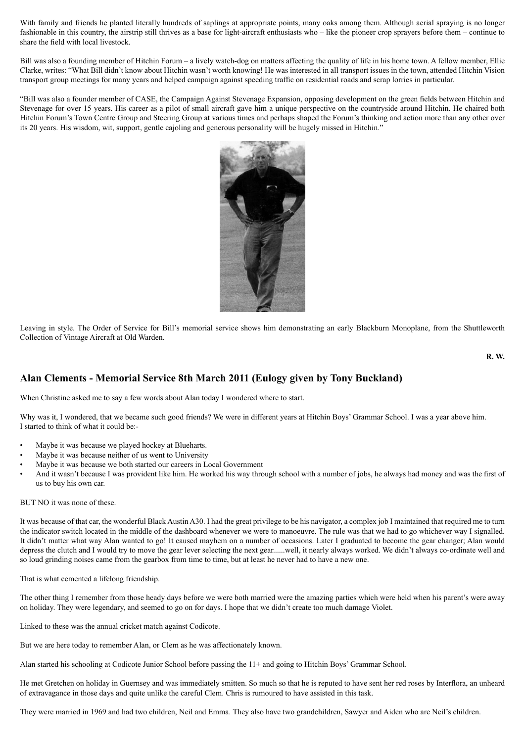With family and friends he planted literally hundreds of saplings at appropriate points, many oaks among them. Although aerial spraying is no longer fashionable in this country, the airstrip still thrives as a base for light-aircraft enthusiasts who – like the pioneer crop sprayers before them – continue to share the field with local livestock.

Bill was also a founding member of Hitchin Forum – a lively watch-dog on matters affecting the quality of life in his home town. A fellow member, Ellie Clarke, writes: "What Bill didn't know about Hitchin wasn't worth knowing! He was interested in all transport issues in the town, attended Hitchin Vision transport group meetings for many years and helped campaign against speeding traffic on residential roads and scrap lorries in particular.

"Bill was also a founder member of CASE, the Campaign Against Stevenage Expansion, opposing development on the green fields between Hitchin and Stevenage for over 15 years. His career as a pilot of small aircraft gave him a unique perspective on the countryside around Hitchin. He chaired both Hitchin Forum's Town Centre Group and Steering Group at various times and perhaps shaped the Forum's thinking and action more than any other over its 20 years. His wisdom, wit, support, gentle cajoling and generous personality will be hugely missed in Hitchin."

Leaving in style. The Order of Service for Bill's memorial service shows him demonstrating an early Blackburn Monoplane, from the Shuttleworth Collection of Vintage Aircraft at Old Warden.

**R. W.**

## Alan Clements - Memorial Service 8th March 2011 (Eulogy given by Tony Buckland)

When Christine asked me to say a few words about Alan today I wondered where to start.

Why was it, I wondered, that we became such good friends? We were in different years at Hitchin Boys' Grammar School. I was a year above him. I started to think of what it could be:-

- Maybe it was because we played hockey at Blueharts.
- Maybe it was because neither of us went to University
- Maybe it was because we both started our careers in Local Government
- And it wasn't because I was provident like him. He worked his way through school with a number of jobs, he always had money and was the first of us to buy his own car.

BUT NO it was none of these.

It was because of that car, the wonderful Black Austin A30. I had the great privilege to be his navigator, a complex job I maintained that required me to turn the indicator switch located in the middle of the dashboard whenever we were to manoeuvre. The rule was that we had to go whichever way I signalled. It didn't matter what way Alan wanted to go! It caused mayhem on a number of occasions. Later I graduated to become the gear changer; Alan would depress the clutch and I would try to move the gear lever selecting the next gear......well, it nearly always worked. We didn't always co-ordinate well and so loud grinding noises came from the gearbox from time to time, but at least he never had to have a new one.

That is what cemented a lifelong friendship.

The other thing I remember from those heady days before we were both married were the amazing parties which were held when his parent's were away on holiday. They were legendary, and seemed to go on for days. I hope that we didn't create too much damage Violet.

Linked to these was the annual cricket match against Codicote.

But we are here today to remember Alan, or Clem as he was affectionately known.

Alan started his schooling at Codicote Junior School before passing the 11+ and going to Hitchin Boys' Grammar School.

He met Gretchen on holiday in Guernsey and was immediately smitten. So much so that he is reputed to have sent her red roses by Interflora, an unheard of extravagance in those days and quite unlike the careful Clem. Chris is rumoured to have assisted in this task.

They were married in 1969 and had two children, Neil and Emma. They also have two grandchildren, Sawyer and Aiden who are Neil's children.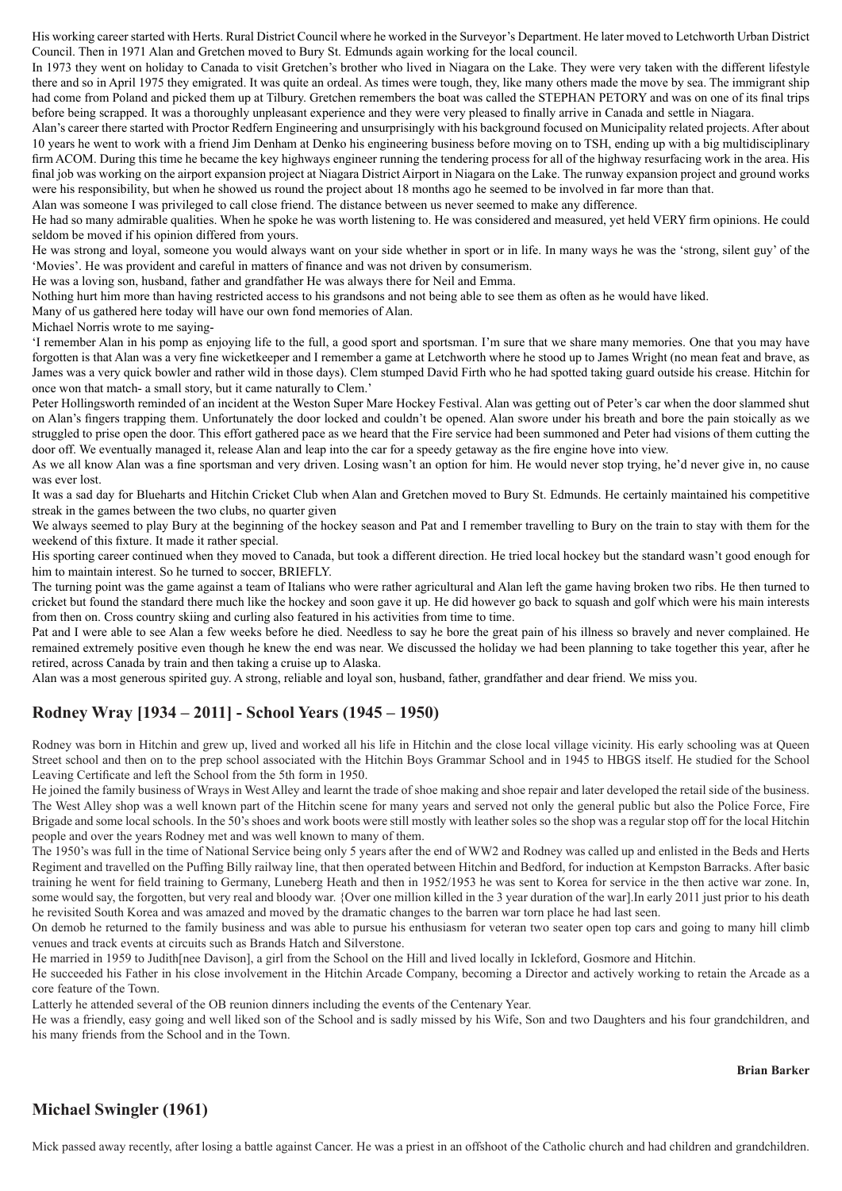His working career started with Herts. Rural District Council where he worked in the Surveyor's Department. He later moved to Letchworth Urban District Council. Then in 1971 Alan and Gretchen moved to Bury St. Edmunds again working for the local council.

In 1973 they went on holiday to Canada to visit Gretchen's brother who lived in Niagara on the Lake. They were very taken with the different lifestyle there and so in April 1975 they emigrated. It was quite an ordeal. As times were tough, they, like many others made the move by sea. The immigrant ship had come from Poland and picked them up at Tilbury. Gretchen remembers the boat was called the STEPHAN PETORY and was on one of its final trips before being scrapped. It was a thoroughly unpleasant experience and they were very pleased to finally arrive in Canada and settle in Niagara.

Alan's career there started with Proctor Redfern Engineering and unsurprisingly with his background focused on Municipality related projects. After about 10 years he went to work with a friend Jim Denham at Denko his engineering business before moving on to TSH, ending up with a big multidisciplinary firm ACOM. During this time he became the key highways engineer running the tendering process for all of the highway resurfacing work in the area. His final job was working on the airport expansion project at Niagara District Airport in Niagara on the Lake. The runway expansion project and ground works were his responsibility, but when he showed us round the project about 18 months ago he seemed to be involved in far more than that.

Alan was someone I was privileged to call close friend. The distance between us never seemed to make any difference.

He had so many admirable qualities. When he spoke he was worth listening to. He was considered and measured, yet held VERY firm opinions. He could seldom be moved if his opinion differed from yours.

He was strong and loyal, someone you would always want on your side whether in sport or in life. In many ways he was the 'strong, silent guy' of the 'Movies'. He was provident and careful in matters of finance and was not driven by consumerism.

He was a loving son, husband, father and grandfather He was always there for Neil and Emma.

Nothing hurt him more than having restricted access to his grandsons and not being able to see them as often as he would have liked.

Many of us gathered here today will have our own fond memories of Alan.

Michael Norris wrote to me saying-

'I remember Alan in his pomp as enjoying life to the full, a good sport and sportsman. I'm sure that we share many memories. One that you may have forgotten is that Alan was a very fine wicketkeeper and I remember a game at Letchworth where he stood up to James Wright (no mean feat and brave, as James was a very quick bowler and rather wild in those days). Clem stumped David Firth who he had spotted taking guard outside his crease. Hitchin for once won that match- a small story, but it came naturally to Clem.'

Peter Hollingsworth reminded of an incident at the Weston Super Mare Hockey Festival. Alan was getting out of Peter's car when the door slammed shut on Alan's fingers trapping them. Unfortunately the door locked and couldn't be opened. Alan swore under his breath and bore the pain stoically as we struggled to prise open the door. This effort gathered pace as we heard that the Fire service had been summoned and Peter had visions of them cutting the door off. We eventually managed it, release Alan and leap into the car for a speedy getaway as the fire engine hove into view.

As we all know Alan was a fine sportsman and very driven. Losing wasn't an option for him. He would never stop trying, he'd never give in, no cause was ever lost.

It was a sad day for Blueharts and Hitchin Cricket Club when Alan and Gretchen moved to Bury St. Edmunds. He certainly maintained his competitive streak in the games between the two clubs, no quarter given

We always seemed to play Bury at the beginning of the hockey season and Pat and I remember travelling to Bury on the train to stay with them for the weekend of this fixture. It made it rather special.

His sporting career continued when they moved to Canada, but took a different direction. He tried local hockey but the standard wasn't good enough for him to maintain interest. So he turned to soccer, BRIEFLY.

The turning point was the game against a team of Italians who were rather agricultural and Alan left the game having broken two ribs. He then turned to cricket but found the standard there much like the hockey and soon gave it up. He did however go back to squash and golf which were his main interests from then on. Cross country skiing and curling also featured in his activities from time to time.

Pat and I were able to see Alan a few weeks before he died. Needless to say he bore the great pain of his illness so bravely and never complained. He remained extremely positive even though he knew the end was near. We discussed the holiday we had been planning to take together this year, after he retired, across Canada by train and then taking a cruise up to Alaska.

Alan was a most generous spirited guy. A strong, reliable and loyal son, husband, father, grandfather and dear friend. We miss you.

## Rodney Wray [1934 – 2011] - School Years (1945 – 1950)

Rodney was born in Hitchin and grew up, lived and worked all his life in Hitchin and the close local village vicinity. His early schooling was at Queen Street school and then on to the prep school associated with the Hitchin Boys Grammar School and in 1945 to HBGS itself. He studied for the School Leaving Certificate and left the School from the 5th form in 1950.

He joined the family business of Wrays in West Alley and learnt the trade of shoe making and shoe repair and later developed the retail side of the business. The West Alley shop was a well known part of the Hitchin scene for many years and served not only the general public but also the Police Force, Fire Brigade and some local schools. In the 50's shoes and work boots were still mostly with leather soles so the shop was a regular stop off for the local Hitchin people and over the years Rodney met and was well known to many of them.

The 1950's was full in the time of National Service being only 5 years after the end of WW2 and Rodney was called up and enlisted in the Beds and Herts Regiment and travelled on the Puffing Billy railway line, that then operated between Hitchin and Bedford, for induction at Kempston Barracks. After basic training he went for field training to Germany, Luneberg Heath and then in 1952/1953 he was sent to Korea for service in the then active war zone. In, some would say, the forgotten, but very real and bloody war. {Over one million killed in the 3 year duration of the war].In early 2011 just prior to his death he revisited South Korea and was amazed and moved by the dramatic changes to the barren war torn place he had last seen.

On demob he returned to the family business and was able to pursue his enthusiasm for veteran two seater open top cars and going to many hill climb venues and track events at circuits such as Brands Hatch and Silverstone.

He married in 1959 to Judith[nee Davison], a girl from the School on the Hill and lived locally in Ickleford, Gosmore and Hitchin.

He succeeded his Father in his close involvement in the Hitchin Arcade Company, becoming a Director and actively working to retain the Arcade as a core feature of the Town.

Latterly he attended several of the OB reunion dinners including the events of the Centenary Year.

He was a friendly, easy going and well liked son of the School and is sadly missed by his Wife, Son and two Daughters and his four grandchildren, and his many friends from the School and in the Town.

**Brian Barker**

## Michael Swingler (1961)

Mick passed away recently, after losing a battle against Cancer. He was a priest in an offshoot of the Catholic church and had children and grandchildren.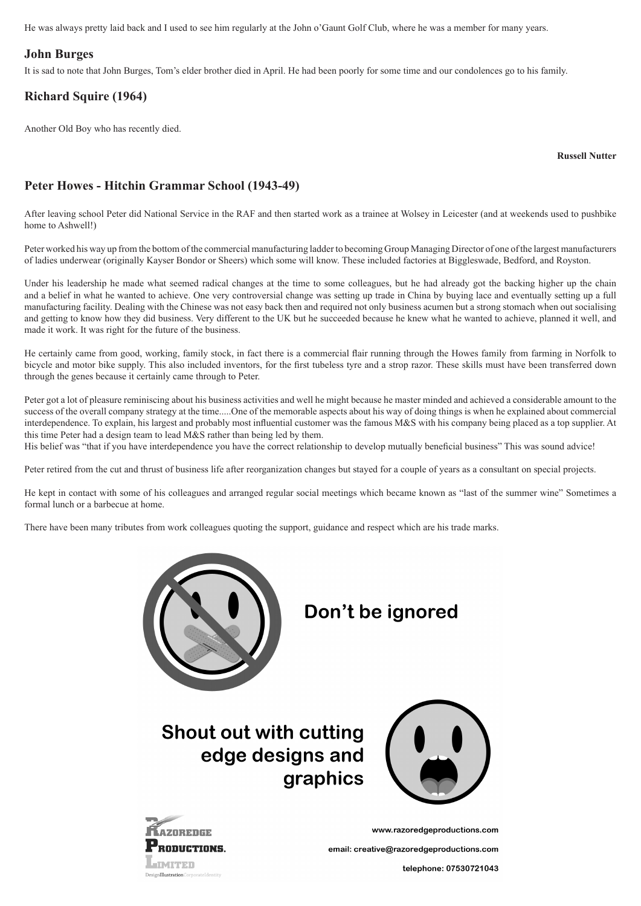He was always pretty laid back and I used to see him regularly at the John o'Gaunt Golf Club, where he was a member for many years.

## John Burges

It is sad to note that John Burges, Tom's elder brother died in April. He had been poorly for some time and our condolences go to his family.

## Richard Squire (1964)

Another Old Boy who has recently died.

**Russell Nutter**

## Peter Howes - Hitchin Grammar School (1943-49)

After leaving school Peter did National Service in the RAF and then started work as a trainee at Wolsey in Leicester (and at weekends used to pushbike home to Ashwell!)

Peter worked his way up from the bottom of the commercial manufacturing ladder to becoming Group Managing Director of one of the largest manufacturers of ladies underwear (originally Kayser Bondor or Sheers) which some will know. These included factories at Biggleswade, Bedford, and Royston.

Under his leadership he made what seemed radical changes at the time to some colleagues, but he had already got the backing higher up the chain and a belief in what he wanted to achieve. One very controversial change was setting up trade in China by buying lace and eventually setting up a full manufacturing facility. Dealing with the Chinese was not easy back then and required not only business acumen but a strong stomach when out socialising and getting to know how they did business. Very different to the UK but he succeeded because he knew what he wanted to achieve, planned it well, and made it work. It was right for the future of the business.

He certainly came from good, working, family stock, in fact there is a commercial flair running through the Howes family from farming in Norfolk to bicycle and motor bike supply. This also included inventors, for the first tubeless tyre and a strop razor. These skills must have been transferred down through the genes because it certainly came through to Peter.

Peter got a lot of pleasure reminiscing about his business activities and well he might because he master minded and achieved a considerable amount to the success of the overall company strategy at the time.....One of the memorable aspects about his way of doing things is when he explained about commercial interdependence. To explain, his largest and probably most influential customer was the famous M&S with his company being placed as a top supplier. At this time Peter had a design team to lead M&S rather than being led by them.
His belief was "that if you have interdependence you have the correct relationship to develop mutually beneficial business" This was sound advice!

Peter retired from the cut and thrust of business life after reorganization changes but stayed for a couple of years as a consultant on special projects.

He kept in contact with some of his colleagues and arranged regular social meetings which became known as "last of the summer wine" Sometimes a formal lunch or a barbecue at home.

There have been many tributes from work colleagues quoting the support, guidance and respect which are his trade marks.

**Don't be ignored**

**Shout out with cutting edge designs and graphics**

Razoredge Productions. Limited
Design Illustration Corporate Identity

www.razoredgeproductions.com

email: creative@razoredgeproductions.com

telephone: 07530721043